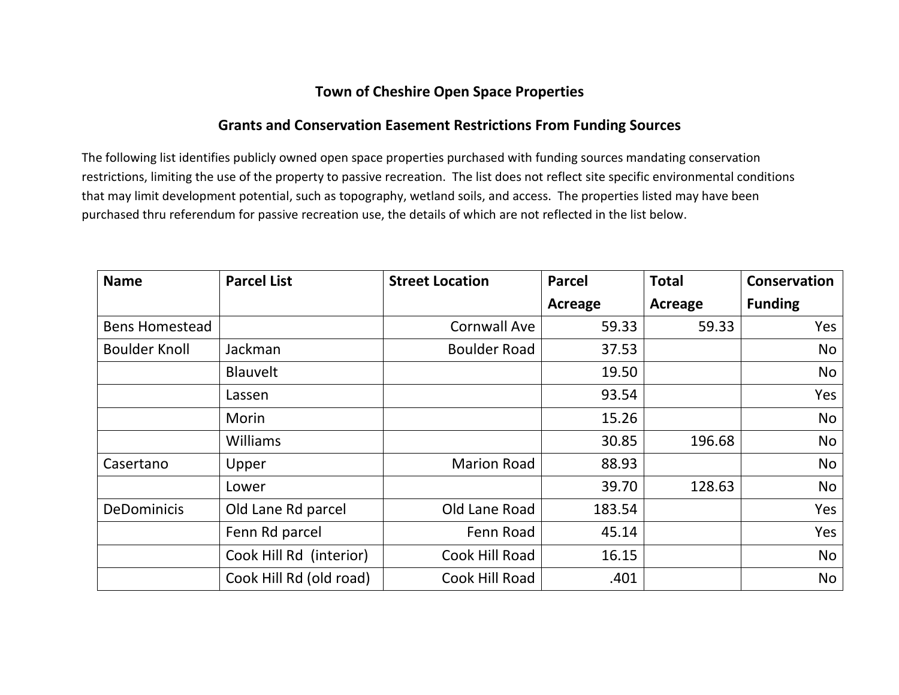## Town of Cheshire Open Space Properties

## Grants and Conservation Easement Restrictions From Funding Sources

The following list identifies publicly owned open space properties purchased with funding sources mandating conservation restrictions, limiting the use of the property to passive recreation. The list does not reflect site specific environmental conditions that may limit development potential, such as topography, wetland soils, and access. The properties listed may have been purchased thru referendum for passive recreation use, the details of which are not reflected in the list below.

| Name | Parcel List | Street Location | Parcel Acreage | Total Acreage | Conservation Funding |
|---|---|---|---|---|---|
| Bens Homestead | | Cornwall Ave | 59.33 | 59.33 | Yes |
| Boulder Knoll | Jackman | Boulder Road | 37.53 | | No |
| | Blauvelt | | 19.50 | | No |
| | Lassen | | 93.54 | | Yes |
| | Morin | | 15.26 | | No |
| | Williams | | 30.85 | 196.68 | No |
| Casertano | Upper | Marion Road | 88.93 | | No |
| | Lower | | 39.70 | 128.63 | No |
| DeDominicis | Old Lane Rd parcel | Old Lane Road | 183.54 | | Yes |
| | Fenn Rd parcel | Fenn Road | 45.14 | | Yes |
| | Cook Hill Rd (interior) | Cook Hill Road | 16.15 | | No |
| | Cook Hill Rd (old road) | Cook Hill Road | .401 | | No |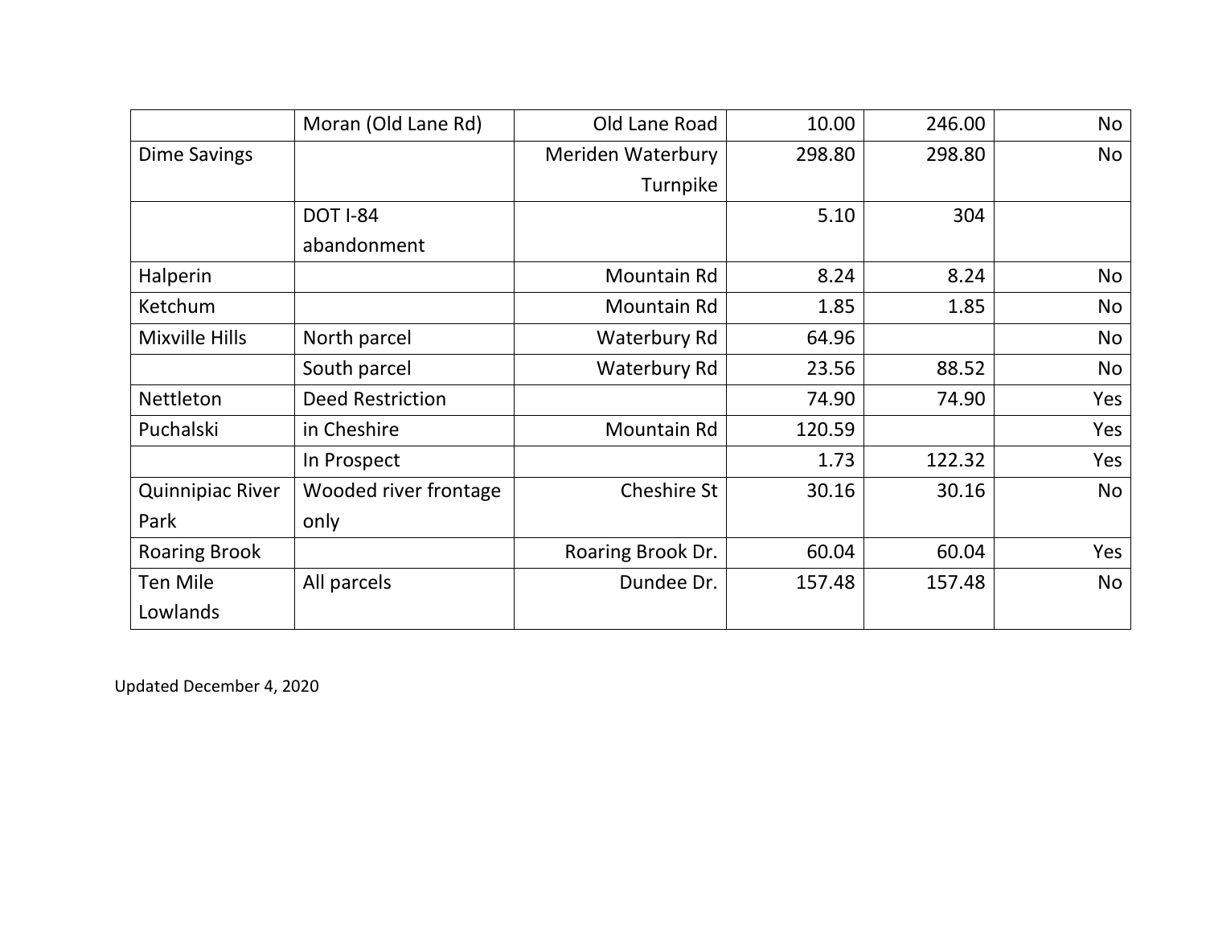| | | | | | |
|---|---|---|---|---|---|
| | Moran (Old Lane Rd) | Old Lane Road | 10.00 | 246.00 | No |
| Dime Savings | | Meriden Waterbury Turnpike | 298.80 | 298.80 | No |
| | DOT I-84 abandonment | | 5.10 | 304 | |
| Halperin | | Mountain Rd | 8.24 | 8.24 | No |
| Ketchum | | Mountain Rd | 1.85 | 1.85 | No |
| Mixville Hills | North parcel | Waterbury Rd | 64.96 | | No |
| | South parcel | Waterbury Rd | 23.56 | 88.52 | No |
| Nettleton | Deed Restriction | | 74.90 | 74.90 | Yes |
| Puchalski | in Cheshire | Mountain Rd | 120.59 | | Yes |
| | In Prospect | | 1.73 | 122.32 | Yes |
| Quinnipiac River Park | Wooded river frontage only | Cheshire St | 30.16 | 30.16 | No |
| Roaring Brook | | Roaring Brook Dr. | 60.04 | 60.04 | Yes |
| Ten Mile Lowlands | All parcels | Dundee Dr. | 157.48 | 157.48 | No |

Updated December 4, 2020